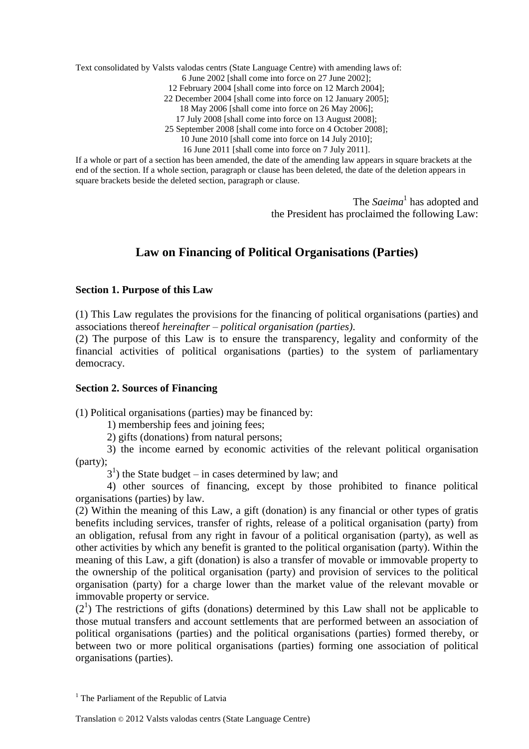Text consolidated by Valsts valodas centrs (State Language Centre) with amending laws of:

6 June 2002 [shall come into force on 27 June 2002];
12 February 2004 [shall come into force on 12 March 2004];
22 December 2004 [shall come into force on 12 January 2005];
18 May 2006 [shall come into force on 26 May 2006];
17 July 2008 [shall come into force on 13 August 2008];
25 September 2008 [shall come into force on 4 October 2008];
10 June 2010 [shall come into force on 14 July 2010];
16 June 2011 [shall come into force on 7 July 2011].

If a whole or part of a section has been amended, the date of the amending law appears in square brackets at the end of the section. If a whole section, paragraph or clause has been deleted, the date of the deletion appears in square brackets beside the deleted section, paragraph or clause.

The *Saeima*[1] has adopted and
the President has proclaimed the following Law:

# Law on Financing of Political Organisations (Parties)

**Section 1. Purpose of this Law**

(1) This Law regulates the provisions for the financing of political organisations (parties) and associations thereof *hereinafter – political organisation (parties)*.

(2) The purpose of this Law is to ensure the transparency, legality and conformity of the financial activities of political organisations (parties) to the system of parliamentary democracy.

**Section 2. Sources of Financing**

(1) Political organisations (parties) may be financed by:

1) membership fees and joining fees;

2) gifts (donations) from natural persons;

3) the income earned by economic activities of the relevant political organisation (party);

3[1]) the State budget – in cases determined by law; and

4) other sources of financing, except by those prohibited to finance political organisations (parties) by law.

(2) Within the meaning of this Law, a gift (donation) is any financial or other types of gratis benefits including services, transfer of rights, release of a political organisation (party) from an obligation, refusal from any right in favour of a political organisation (party), as well as other activities by which any benefit is granted to the political organisation (party). Within the meaning of this Law, a gift (donation) is also a transfer of movable or immovable property to the ownership of the political organisation (party) and provision of services to the political organisation (party) for a charge lower than the market value of the relevant movable or immovable property or service.

(2[1]) The restrictions of gifts (donations) determined by this Law shall not be applicable to those mutual transfers and account settlements that are performed between an association of political organisations (parties) and the political organisations (parties) formed thereby, or between two or more political organisations (parties) forming one association of political organisations (parties).

[1] The Parliament of the Republic of Latvia

Translation © 2012 Valsts valodas centrs (State Language Centre)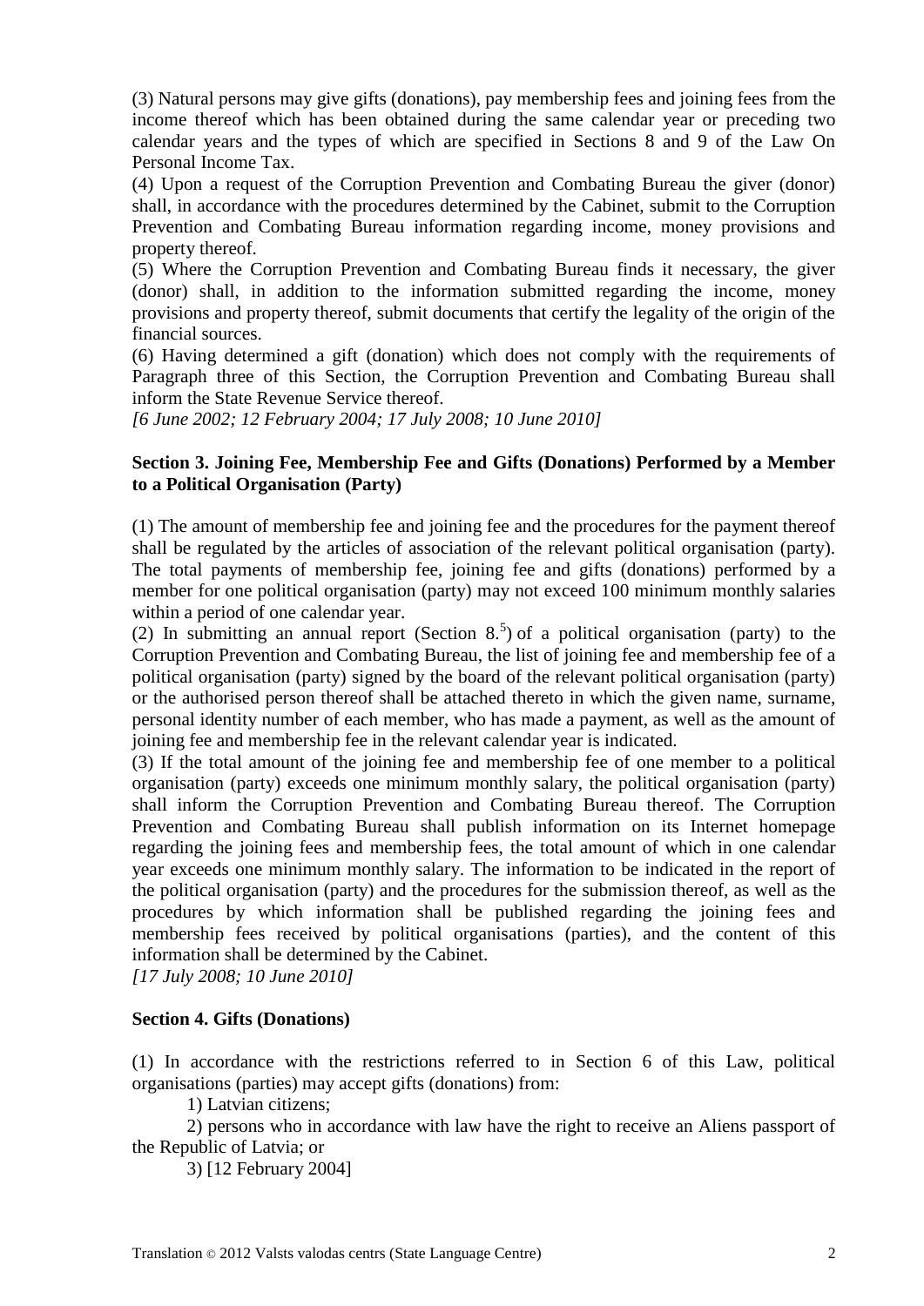(3) Natural persons may give gifts (donations), pay membership fees and joining fees from the income thereof which has been obtained during the same calendar year or preceding two calendar years and the types of which are specified in Sections 8 and 9 of the Law On Personal Income Tax.

(4) Upon a request of the Corruption Prevention and Combating Bureau the giver (donor) shall, in accordance with the procedures determined by the Cabinet, submit to the Corruption Prevention and Combating Bureau information regarding income, money provisions and property thereof.

(5) Where the Corruption Prevention and Combating Bureau finds it necessary, the giver (donor) shall, in addition to the information submitted regarding the income, money provisions and property thereof, submit documents that certify the legality of the origin of the financial sources.

(6) Having determined a gift (donation) which does not comply with the requirements of Paragraph three of this Section, the Corruption Prevention and Combating Bureau shall inform the State Revenue Service thereof.

*[6 June 2002; 12 February 2004; 17 July 2008; 10 June 2010]*

**Section 3. Joining Fee, Membership Fee and Gifts (Donations) Performed by a Member to a Political Organisation (Party)**

(1) The amount of membership fee and joining fee and the procedures for the payment thereof shall be regulated by the articles of association of the relevant political organisation (party). The total payments of membership fee, joining fee and gifts (donations) performed by a member for one political organisation (party) may not exceed 100 minimum monthly salaries within a period of one calendar year.

(2) In submitting an annual report (Section 8.[5]) of a political organisation (party) to the Corruption Prevention and Combating Bureau, the list of joining fee and membership fee of a political organisation (party) signed by the board of the relevant political organisation (party) or the authorised person thereof shall be attached thereto in which the given name, surname, personal identity number of each member, who has made a payment, as well as the amount of joining fee and membership fee in the relevant calendar year is indicated.

(3) If the total amount of the joining fee and membership fee of one member to a political organisation (party) exceeds one minimum monthly salary, the political organisation (party) shall inform the Corruption Prevention and Combating Bureau thereof. The Corruption Prevention and Combating Bureau shall publish information on its Internet homepage regarding the joining fees and membership fees, the total amount of which in one calendar year exceeds one minimum monthly salary. The information to be indicated in the report of the political organisation (party) and the procedures for the submission thereof, as well as the procedures by which information shall be published regarding the joining fees and membership fees received by political organisations (parties), and the content of this information shall be determined by the Cabinet.

*[17 July 2008; 10 June 2010]*

**Section 4. Gifts (Donations)**

(1) In accordance with the restrictions referred to in Section 6 of this Law, political organisations (parties) may accept gifts (donations) from:

1) Latvian citizens;

2) persons who in accordance with law have the right to receive an Aliens passport of the Republic of Latvia; or

3) [12 February 2004]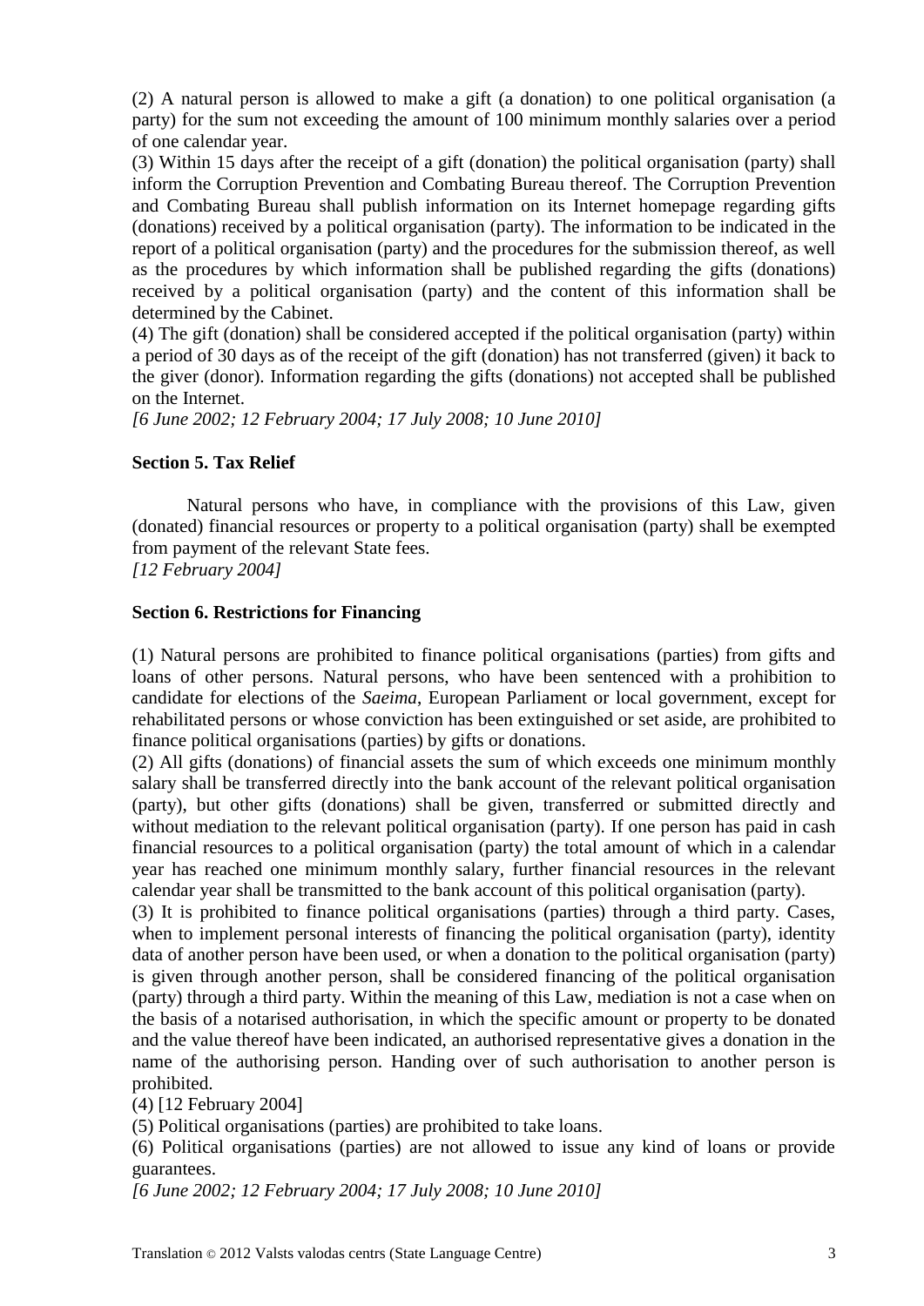(2) A natural person is allowed to make a gift (a donation) to one political organisation (a party) for the sum not exceeding the amount of 100 minimum monthly salaries over a period of one calendar year.

(3) Within 15 days after the receipt of a gift (donation) the political organisation (party) shall inform the Corruption Prevention and Combating Bureau thereof. The Corruption Prevention and Combating Bureau shall publish information on its Internet homepage regarding gifts (donations) received by a political organisation (party). The information to be indicated in the report of a political organisation (party) and the procedures for the submission thereof, as well as the procedures by which information shall be published regarding the gifts (donations) received by a political organisation (party) and the content of this information shall be determined by the Cabinet.

(4) The gift (donation) shall be considered accepted if the political organisation (party) within a period of 30 days as of the receipt of the gift (donation) has not transferred (given) it back to the giver (donor). Information regarding the gifts (donations) not accepted shall be published on the Internet.

*[6 June 2002; 12 February 2004; 17 July 2008; 10 June 2010]*

**Section 5. Tax Relief**

Natural persons who have, in compliance with the provisions of this Law, given (donated) financial resources or property to a political organisation (party) shall be exempted from payment of the relevant State fees.

*[12 February 2004]*

**Section 6. Restrictions for Financing**

(1) Natural persons are prohibited to finance political organisations (parties) from gifts and loans of other persons. Natural persons, who have been sentenced with a prohibition to candidate for elections of the *Saeima*, European Parliament or local government, except for rehabilitated persons or whose conviction has been extinguished or set aside, are prohibited to finance political organisations (parties) by gifts or donations.

(2) All gifts (donations) of financial assets the sum of which exceeds one minimum monthly salary shall be transferred directly into the bank account of the relevant political organisation (party), but other gifts (donations) shall be given, transferred or submitted directly and without mediation to the relevant political organisation (party). If one person has paid in cash financial resources to a political organisation (party) the total amount of which in a calendar year has reached one minimum monthly salary, further financial resources in the relevant calendar year shall be transmitted to the bank account of this political organisation (party).

(3) It is prohibited to finance political organisations (parties) through a third party. Cases, when to implement personal interests of financing the political organisation (party), identity data of another person have been used, or when a donation to the political organisation (party) is given through another person, shall be considered financing of the political organisation (party) through a third party. Within the meaning of this Law, mediation is not a case when on the basis of a notarised authorisation, in which the specific amount or property to be donated and the value thereof have been indicated, an authorised representative gives a donation in the name of the authorising person. Handing over of such authorisation to another person is prohibited.

(4) [12 February 2004]

(5) Political organisations (parties) are prohibited to take loans.

(6) Political organisations (parties) are not allowed to issue any kind of loans or provide guarantees.

*[6 June 2002; 12 February 2004; 17 July 2008; 10 June 2010]*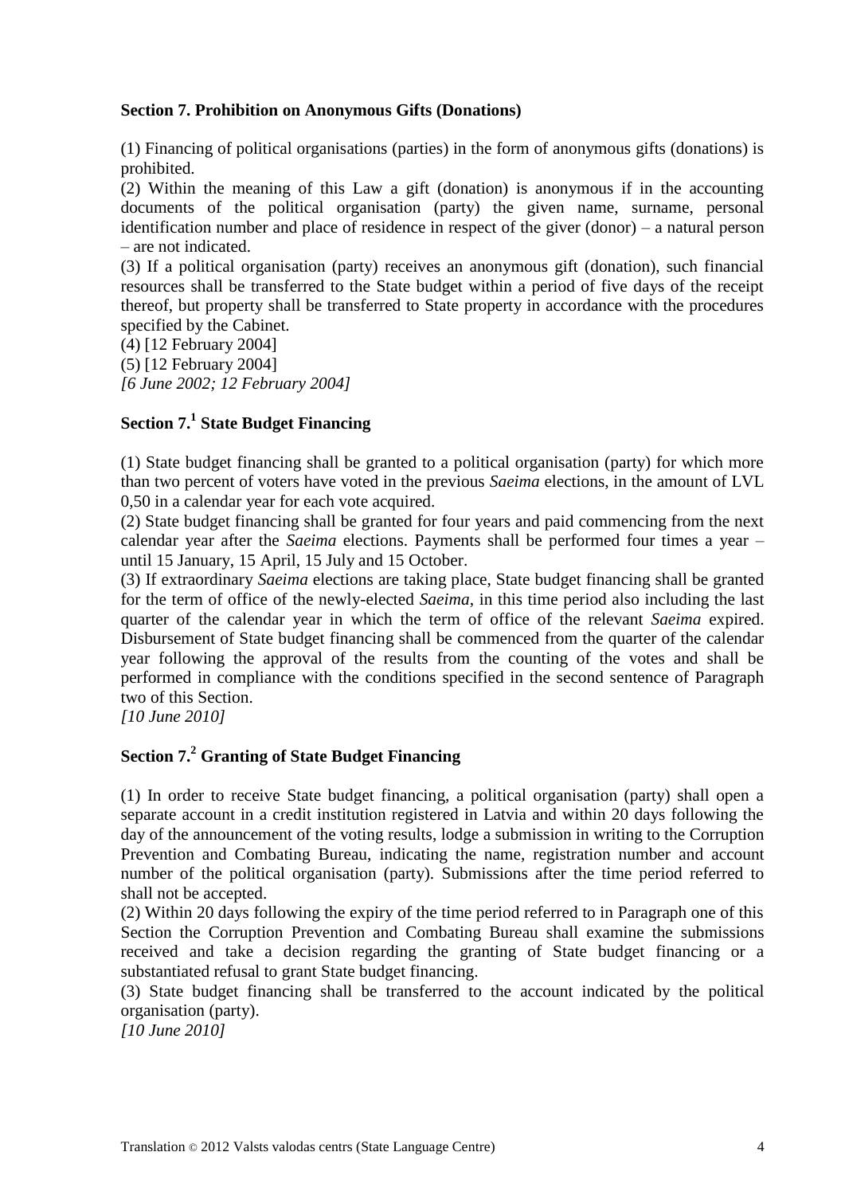**Section 7. Prohibition on Anonymous Gifts (Donations)**

(1) Financing of political organisations (parties) in the form of anonymous gifts (donations) is prohibited.

(2) Within the meaning of this Law a gift (donation) is anonymous if in the accounting documents of the political organisation (party) the given name, surname, personal identification number and place of residence in respect of the giver (donor) – a natural person – are not indicated.

(3) If a political organisation (party) receives an anonymous gift (donation), such financial resources shall be transferred to the State budget within a period of five days of the receipt thereof, but property shall be transferred to State property in accordance with the procedures specified by the Cabinet.

(4) [12 February 2004]

(5) [12 February 2004]

*[6 June 2002; 12 February 2004]*

**Section 7.[1] State Budget Financing**

(1) State budget financing shall be granted to a political organisation (party) for which more than two percent of voters have voted in the previous *Saeima* elections, in the amount of LVL 0,50 in a calendar year for each vote acquired.

(2) State budget financing shall be granted for four years and paid commencing from the next calendar year after the *Saeima* elections. Payments shall be performed four times a year – until 15 January, 15 April, 15 July and 15 October.

(3) If extraordinary *Saeima* elections are taking place, State budget financing shall be granted for the term of office of the newly-elected *Saeima*, in this time period also including the last quarter of the calendar year in which the term of office of the relevant *Saeima* expired. Disbursement of State budget financing shall be commenced from the quarter of the calendar year following the approval of the results from the counting of the votes and shall be performed in compliance with the conditions specified in the second sentence of Paragraph two of this Section.

*[10 June 2010]*

**Section 7.[2] Granting of State Budget Financing**

(1) In order to receive State budget financing, a political organisation (party) shall open a separate account in a credit institution registered in Latvia and within 20 days following the day of the announcement of the voting results, lodge a submission in writing to the Corruption Prevention and Combating Bureau, indicating the name, registration number and account number of the political organisation (party). Submissions after the time period referred to shall not be accepted.

(2) Within 20 days following the expiry of the time period referred to in Paragraph one of this Section the Corruption Prevention and Combating Bureau shall examine the submissions received and take a decision regarding the granting of State budget financing or a substantiated refusal to grant State budget financing.

(3) State budget financing shall be transferred to the account indicated by the political organisation (party).

*[10 June 2010]*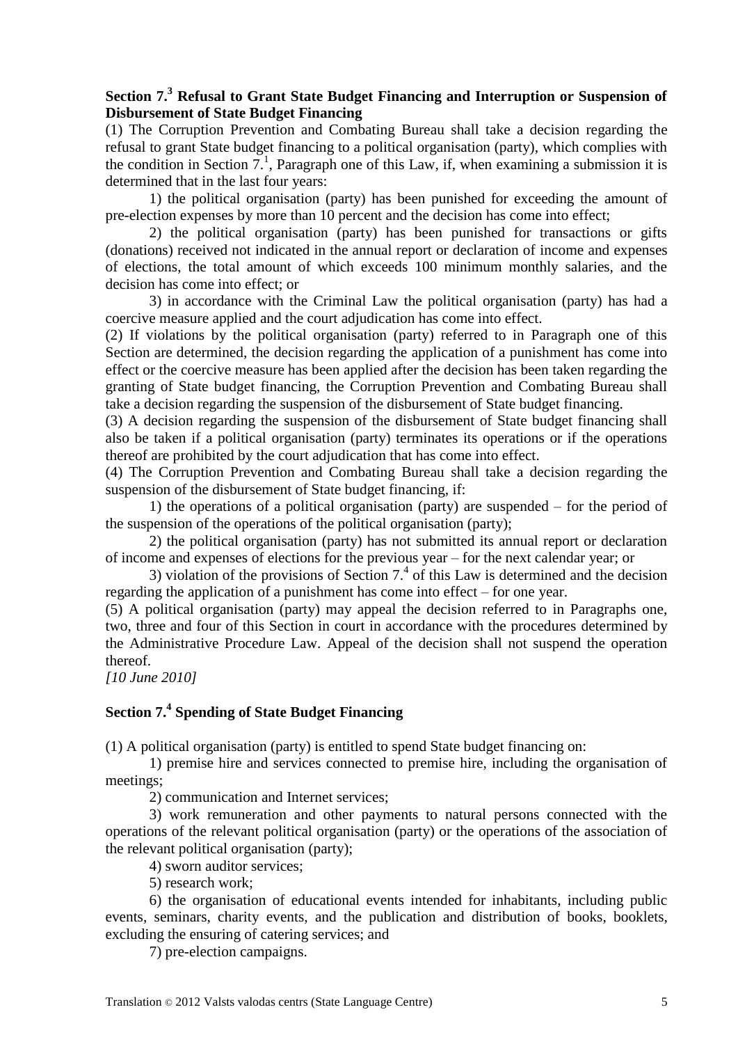**Section 7.[3] Refusal to Grant State Budget Financing and Interruption or Suspension of Disbursement of State Budget Financing**

(1) The Corruption Prevention and Combating Bureau shall take a decision regarding the refusal to grant State budget financing to a political organisation (party), which complies with the condition in Section 7.[1], Paragraph one of this Law, if, when examining a submission it is determined that in the last four years:

1) the political organisation (party) has been punished for exceeding the amount of pre-election expenses by more than 10 percent and the decision has come into effect;

2) the political organisation (party) has been punished for transactions or gifts (donations) received not indicated in the annual report or declaration of income and expenses of elections, the total amount of which exceeds 100 minimum monthly salaries, and the decision has come into effect; or

3) in accordance with the Criminal Law the political organisation (party) has had a coercive measure applied and the court adjudication has come into effect.

(2) If violations by the political organisation (party) referred to in Paragraph one of this Section are determined, the decision regarding the application of a punishment has come into effect or the coercive measure has been applied after the decision has been taken regarding the granting of State budget financing, the Corruption Prevention and Combating Bureau shall take a decision regarding the suspension of the disbursement of State budget financing.

(3) A decision regarding the suspension of the disbursement of State budget financing shall also be taken if a political organisation (party) terminates its operations or if the operations thereof are prohibited by the court adjudication that has come into effect.

(4) The Corruption Prevention and Combating Bureau shall take a decision regarding the suspension of the disbursement of State budget financing, if:

1) the operations of a political organisation (party) are suspended – for the period of the suspension of the operations of the political organisation (party);

2) the political organisation (party) has not submitted its annual report or declaration of income and expenses of elections for the previous year – for the next calendar year; or

3) violation of the provisions of Section 7.[4] of this Law is determined and the decision regarding the application of a punishment has come into effect – for one year.

(5) A political organisation (party) may appeal the decision referred to in Paragraphs one, two, three and four of this Section in court in accordance with the procedures determined by the Administrative Procedure Law. Appeal of the decision shall not suspend the operation thereof.

*[10 June 2010]*

**Section 7.[4] Spending of State Budget Financing**

(1) A political organisation (party) is entitled to spend State budget financing on:

1) premise hire and services connected to premise hire, including the organisation of meetings;

2) communication and Internet services;

3) work remuneration and other payments to natural persons connected with the operations of the relevant political organisation (party) or the operations of the association of the relevant political organisation (party);

4) sworn auditor services;

5) research work;

6) the organisation of educational events intended for inhabitants, including public events, seminars, charity events, and the publication and distribution of books, booklets, excluding the ensuring of catering services; and

7) pre-election campaigns.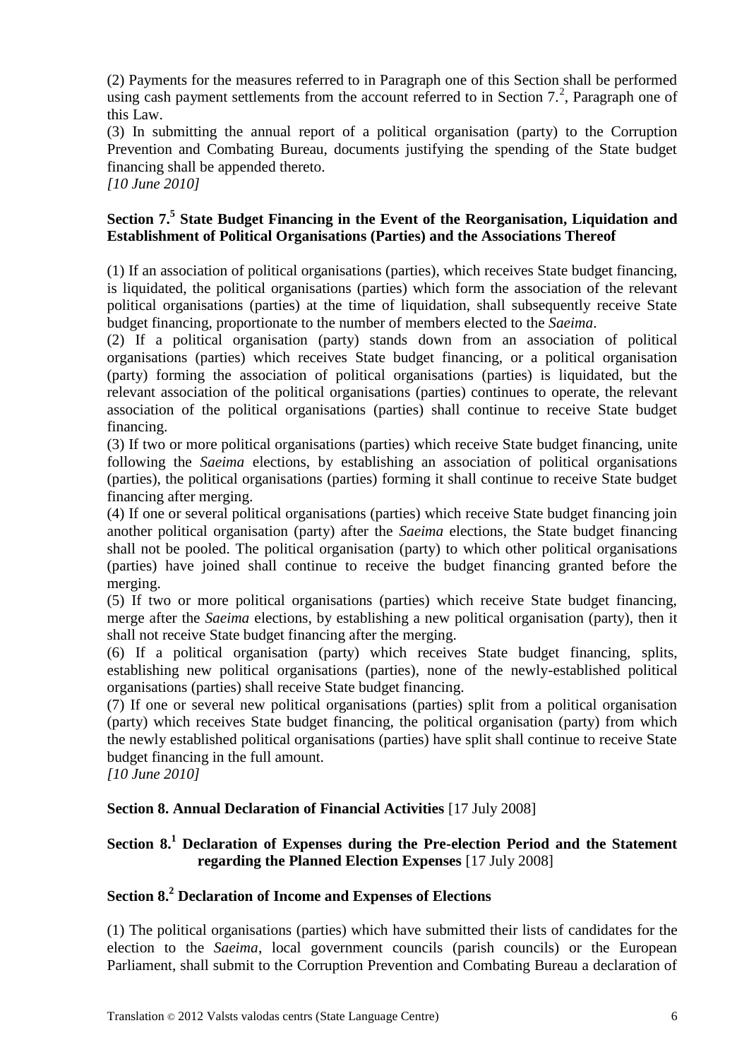(2) Payments for the measures referred to in Paragraph one of this Section shall be performed using cash payment settlements from the account referred to in Section 7.[2], Paragraph one of this Law.

(3) In submitting the annual report of a political organisation (party) to the Corruption Prevention and Combating Bureau, documents justifying the spending of the State budget financing shall be appended thereto.

*[10 June 2010]*

**Section 7.[5] State Budget Financing in the Event of the Reorganisation, Liquidation and Establishment of Political Organisations (Parties) and the Associations Thereof**

(1) If an association of political organisations (parties), which receives State budget financing, is liquidated, the political organisations (parties) which form the association of the relevant political organisations (parties) at the time of liquidation, shall subsequently receive State budget financing, proportionate to the number of members elected to the *Saeima*.

(2) If a political organisation (party) stands down from an association of political organisations (parties) which receives State budget financing, or a political organisation (party) forming the association of political organisations (parties) is liquidated, but the relevant association of the political organisations (parties) continues to operate, the relevant association of the political organisations (parties) shall continue to receive State budget financing.

(3) If two or more political organisations (parties) which receive State budget financing, unite following the *Saeima* elections, by establishing an association of political organisations (parties), the political organisations (parties) forming it shall continue to receive State budget financing after merging.

(4) If one or several political organisations (parties) which receive State budget financing join another political organisation (party) after the *Saeima* elections, the State budget financing shall not be pooled. The political organisation (party) to which other political organisations (parties) have joined shall continue to receive the budget financing granted before the merging.

(5) If two or more political organisations (parties) which receive State budget financing, merge after the *Saeima* elections, by establishing a new political organisation (party), then it shall not receive State budget financing after the merging.

(6) If a political organisation (party) which receives State budget financing, splits, establishing new political organisations (parties), none of the newly-established political organisations (parties) shall receive State budget financing.

(7) If one or several new political organisations (parties) split from a political organisation (party) which receives State budget financing, the political organisation (party) from which the newly established political organisations (parties) have split shall continue to receive State budget financing in the full amount.

*[10 June 2010]*

**Section 8. Annual Declaration of Financial Activities** [17 July 2008]

**Section 8.[1] Declaration of Expenses during the Pre-election Period and the Statement regarding the Planned Election Expenses** [17 July 2008]

**Section 8.[2] Declaration of Income and Expenses of Elections**

(1) The political organisations (parties) which have submitted their lists of candidates for the election to the *Saeima*, local government councils (parish councils) or the European Parliament, shall submit to the Corruption Prevention and Combating Bureau a declaration of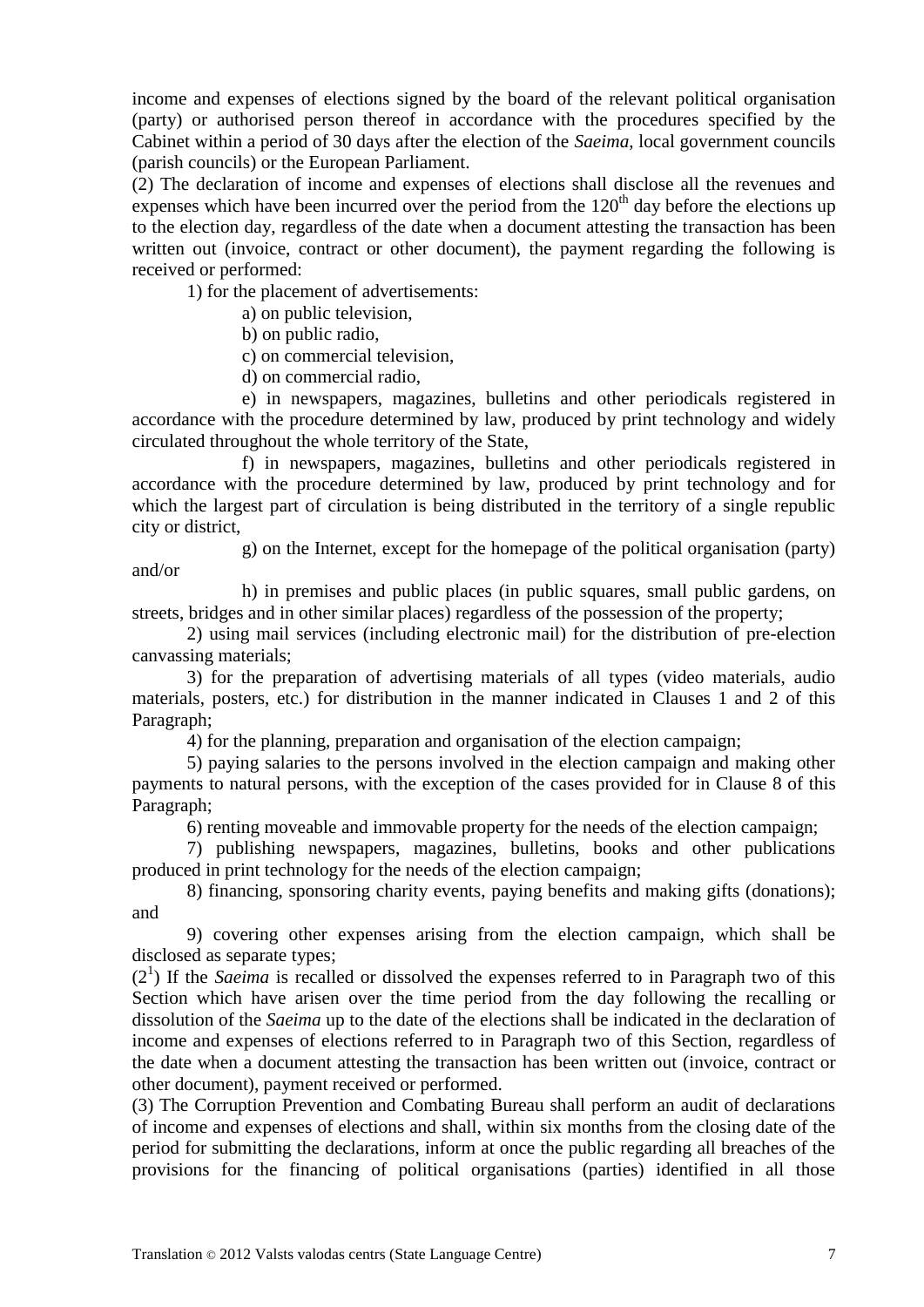income and expenses of elections signed by the board of the relevant political organisation (party) or authorised person thereof in accordance with the procedures specified by the Cabinet within a period of 30 days after the election of the *Saeima*, local government councils (parish councils) or the European Parliament.

(2) The declaration of income and expenses of elections shall disclose all the revenues and expenses which have been incurred over the period from the 120th day before the elections up to the election day, regardless of the date when a document attesting the transaction has been written out (invoice, contract or other document), the payment regarding the following is received or performed:

1) for the placement of advertisements:

a) on public television,

b) on public radio,

c) on commercial television,

d) on commercial radio,

e) in newspapers, magazines, bulletins and other periodicals registered in accordance with the procedure determined by law, produced by print technology and widely circulated throughout the whole territory of the State,

f) in newspapers, magazines, bulletins and other periodicals registered in accordance with the procedure determined by law, produced by print technology and for which the largest part of circulation is being distributed in the territory of a single republic city or district,

g) on the Internet, except for the homepage of the political organisation (party) and/or

h) in premises and public places (in public squares, small public gardens, on streets, bridges and in other similar places) regardless of the possession of the property;

2) using mail services (including electronic mail) for the distribution of pre-election canvassing materials;

3) for the preparation of advertising materials of all types (video materials, audio materials, posters, etc.) for distribution in the manner indicated in Clauses 1 and 2 of this Paragraph;

4) for the planning, preparation and organisation of the election campaign;

5) paying salaries to the persons involved in the election campaign and making other payments to natural persons, with the exception of the cases provided for in Clause 8 of this Paragraph;

6) renting moveable and immovable property for the needs of the election campaign;

7) publishing newspapers, magazines, bulletins, books and other publications produced in print technology for the needs of the election campaign;

8) financing, sponsoring charity events, paying benefits and making gifts (donations); and

9) covering other expenses arising from the election campaign, which shall be disclosed as separate types;

($2^1$) If the *Saeima* is recalled or dissolved the expenses referred to in Paragraph two of this Section which have arisen over the time period from the day following the recalling or dissolution of the *Saeima* up to the date of the elections shall be indicated in the declaration of income and expenses of elections referred to in Paragraph two of this Section, regardless of the date when a document attesting the transaction has been written out (invoice, contract or other document), payment received or performed.

(3) The Corruption Prevention and Combating Bureau shall perform an audit of declarations of income and expenses of elections and shall, within six months from the closing date of the period for submitting the declarations, inform at once the public regarding all breaches of the provisions for the financing of political organisations (parties) identified in all those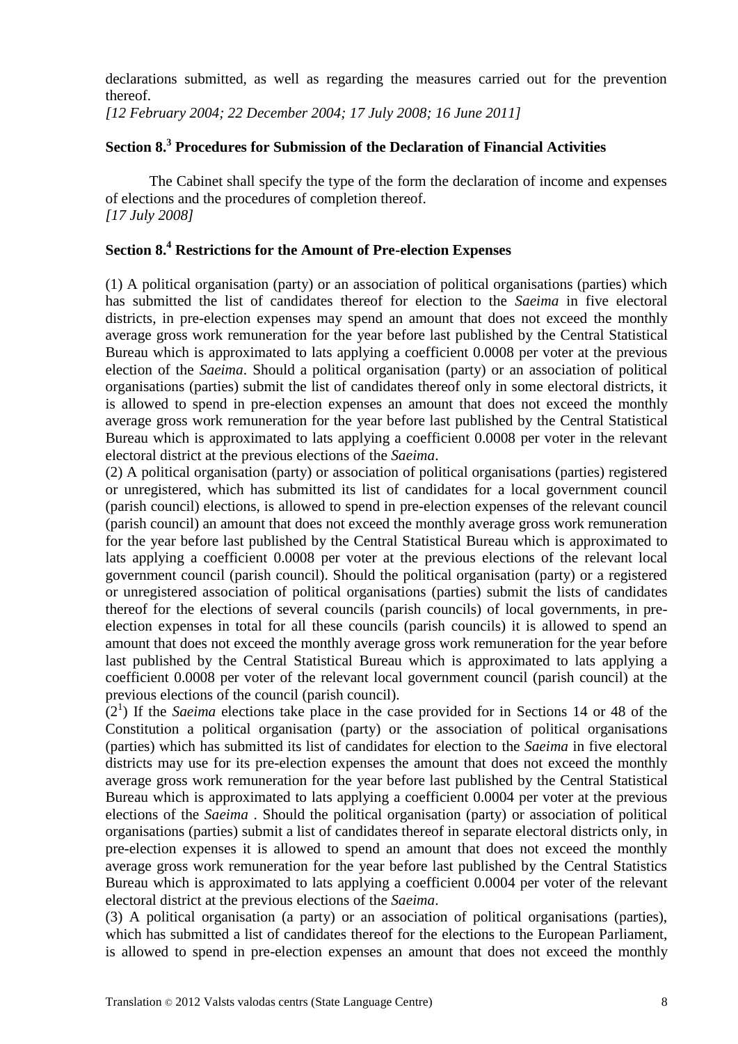declarations submitted, as well as regarding the measures carried out for the prevention thereof.

*[12 February 2004; 22 December 2004; 17 July 2008; 16 June 2011]*

## Section 8.[3] Procedures for Submission of the Declaration of Financial Activities

The Cabinet shall specify the type of the form the declaration of income and expenses of elections and the procedures of completion thereof.

*[17 July 2008]*

## Section 8.[4] Restrictions for the Amount of Pre-election Expenses

(1) A political organisation (party) or an association of political organisations (parties) which has submitted the list of candidates thereof for election to the *Saeima* in five electoral districts, in pre-election expenses may spend an amount that does not exceed the monthly average gross work remuneration for the year before last published by the Central Statistical Bureau which is approximated to lats applying a coefficient 0.0008 per voter at the previous election of the *Saeima*. Should a political organisation (party) or an association of political organisations (parties) submit the list of candidates thereof only in some electoral districts, it is allowed to spend in pre-election expenses an amount that does not exceed the monthly average gross work remuneration for the year before last published by the Central Statistical Bureau which is approximated to lats applying a coefficient 0.0008 per voter in the relevant electoral district at the previous elections of the *Saeima*.

(2) A political organisation (party) or association of political organisations (parties) registered or unregistered, which has submitted its list of candidates for a local government council (parish council) elections, is allowed to spend in pre-election expenses of the relevant council (parish council) an amount that does not exceed the monthly average gross work remuneration for the year before last published by the Central Statistical Bureau which is approximated to lats applying a coefficient 0.0008 per voter at the previous elections of the relevant local government council (parish council). Should the political organisation (party) or a registered or unregistered association of political organisations (parties) submit the lists of candidates thereof for the elections of several councils (parish councils) of local governments, in pre-election expenses in total for all these councils (parish councils) it is allowed to spend an amount that does not exceed the monthly average gross work remuneration for the year before last published by the Central Statistical Bureau which is approximated to lats applying a coefficient 0.0008 per voter of the relevant local government council (parish council) at the previous elections of the council (parish council).

(2[1]) If the *Saeima* elections take place in the case provided for in Sections 14 or 48 of the Constitution a political organisation (party) or the association of political organisations (parties) which has submitted its list of candidates for election to the *Saeima* in five electoral districts may use for its pre-election expenses the amount that does not exceed the monthly average gross work remuneration for the year before last published by the Central Statistical Bureau which is approximated to lats applying a coefficient 0.0004 per voter at the previous elections of the *Saeima* . Should the political organisation (party) or association of political organisations (parties) submit a list of candidates thereof in separate electoral districts only, in pre-election expenses it is allowed to spend an amount that does not exceed the monthly average gross work remuneration for the year before last published by the Central Statistics Bureau which is approximated to lats applying a coefficient 0.0004 per voter of the relevant electoral district at the previous elections of the *Saeima*.

(3) A political organisation (a party) or an association of political organisations (parties), which has submitted a list of candidates thereof for the elections to the European Parliament, is allowed to spend in pre-election expenses an amount that does not exceed the monthly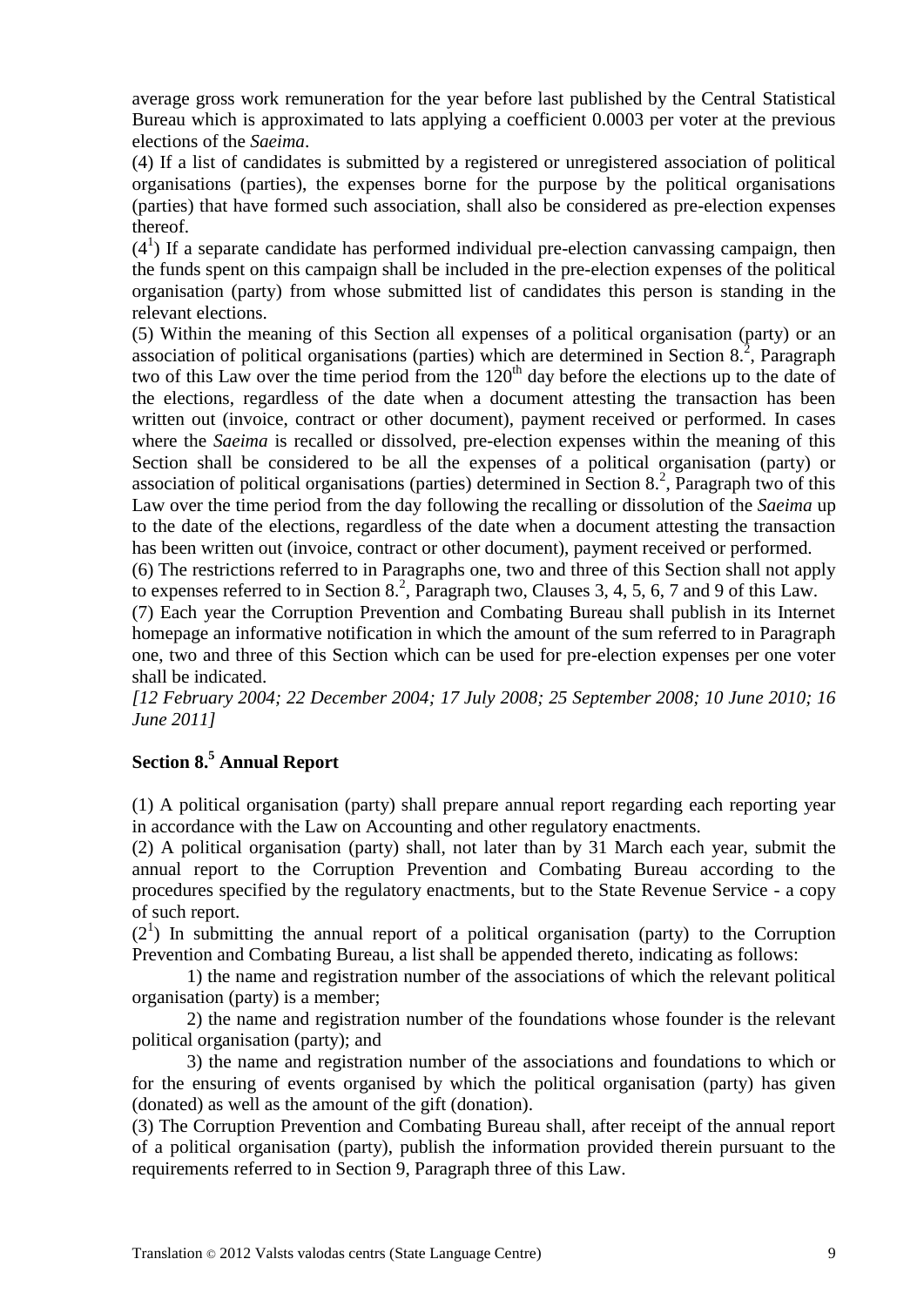average gross work remuneration for the year before last published by the Central Statistical Bureau which is approximated to lats applying a coefficient 0.0003 per voter at the previous elections of the *Saeima*.

(4) If a list of candidates is submitted by a registered or unregistered association of political organisations (parties), the expenses borne for the purpose by the political organisations (parties) that have formed such association, shall also be considered as pre-election expenses thereof.

($4^1$) If a separate candidate has performed individual pre-election canvassing campaign, then the funds spent on this campaign shall be included in the pre-election expenses of the political organisation (party) from whose submitted list of candidates this person is standing in the relevant elections.

(5) Within the meaning of this Section all expenses of a political organisation (party) or an association of political organisations (parties) which are determined in Section $8.^2$, Paragraph two of this Law over the time period from the $120^{th}$ day before the elections up to the date of the elections, regardless of the date when a document attesting the transaction has been written out (invoice, contract or other document), payment received or performed. In cases where the *Saeima* is recalled or dissolved, pre-election expenses within the meaning of this Section shall be considered to be all the expenses of a political organisation (party) or association of political organisations (parties) determined in Section $8.^2$, Paragraph two of this Law over the time period from the day following the recalling or dissolution of the *Saeima* up to the date of the elections, regardless of the date when a document attesting the transaction has been written out (invoice, contract or other document), payment received or performed.

(6) The restrictions referred to in Paragraphs one, two and three of this Section shall not apply to expenses referred to in Section $8.^2$, Paragraph two, Clauses 3, 4, 5, 6, 7 and 9 of this Law.

(7) Each year the Corruption Prevention and Combating Bureau shall publish in its Internet homepage an informative notification in which the amount of the sum referred to in Paragraph one, two and three of this Section which can be used for pre-election expenses per one voter shall be indicated.

*[12 February 2004; 22 December 2004; 17 July 2008; 25 September 2008; 10 June 2010; 16 June 2011]*

## Section $8.^5$ Annual Report

(1) A political organisation (party) shall prepare annual report regarding each reporting year in accordance with the Law on Accounting and other regulatory enactments.

(2) A political organisation (party) shall, not later than by 31 March each year, submit the annual report to the Corruption Prevention and Combating Bureau according to the procedures specified by the regulatory enactments, but to the State Revenue Service - a copy of such report.

($2^1$) In submitting the annual report of a political organisation (party) to the Corruption Prevention and Combating Bureau, a list shall be appended thereto, indicating as follows:

1) the name and registration number of the associations of which the relevant political organisation (party) is a member;

2) the name and registration number of the foundations whose founder is the relevant political organisation (party); and

3) the name and registration number of the associations and foundations to which or for the ensuring of events organised by which the political organisation (party) has given (donated) as well as the amount of the gift (donation).

(3) The Corruption Prevention and Combating Bureau shall, after receipt of the annual report of a political organisation (party), publish the information provided therein pursuant to the requirements referred to in Section 9, Paragraph three of this Law.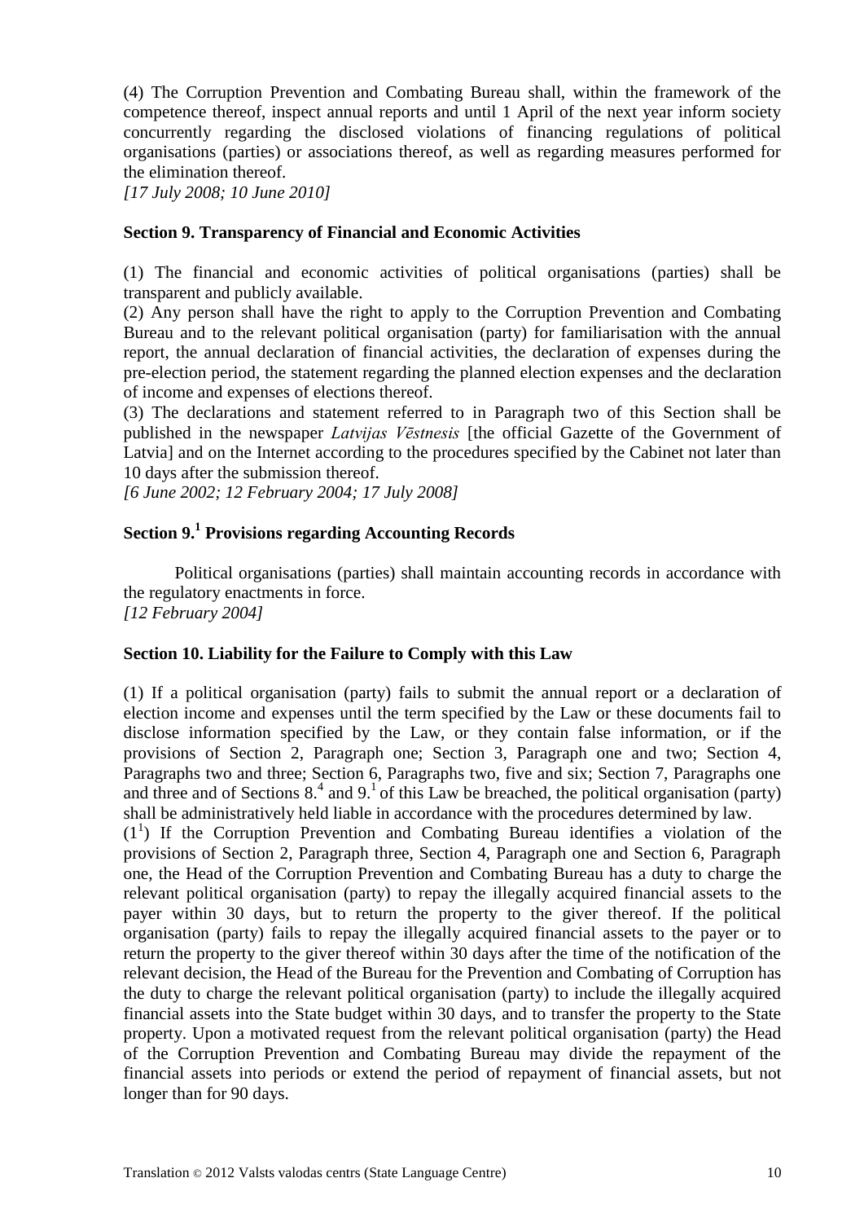(4) The Corruption Prevention and Combating Bureau shall, within the framework of the competence thereof, inspect annual reports and until 1 April of the next year inform society concurrently regarding the disclosed violations of financing regulations of political organisations (parties) or associations thereof, as well as regarding measures performed for the elimination thereof.

*[17 July 2008; 10 June 2010]*

**Section 9. Transparency of Financial and Economic Activities**

(1) The financial and economic activities of political organisations (parties) shall be transparent and publicly available.

(2) Any person shall have the right to apply to the Corruption Prevention and Combating Bureau and to the relevant political organisation (party) for familiarisation with the annual report, the annual declaration of financial activities, the declaration of expenses during the pre-election period, the statement regarding the planned election expenses and the declaration of income and expenses of elections thereof.

(3) The declarations and statement referred to in Paragraph two of this Section shall be published in the newspaper *Latvijas Vēstnesis* [the official Gazette of the Government of Latvia] and on the Internet according to the procedures specified by the Cabinet not later than 10 days after the submission thereof.

*[6 June 2002; 12 February 2004; 17 July 2008]*

**Section 9.[1] Provisions regarding Accounting Records**

Political organisations (parties) shall maintain accounting records in accordance with the regulatory enactments in force.

*[12 February 2004]*

**Section 10. Liability for the Failure to Comply with this Law**

(1) If a political organisation (party) fails to submit the annual report or a declaration of election income and expenses until the term specified by the Law or these documents fail to disclose information specified by the Law, or they contain false information, or if the provisions of Section 2, Paragraph one; Section 3, Paragraph one and two; Section 4, Paragraphs two and three; Section 6, Paragraphs two, five and six; Section 7, Paragraphs one and three and of Sections 8.[4] and 9.[1] of this Law be breached, the political organisation (party) shall be administratively held liable in accordance with the procedures determined by law.

(1[1]) If the Corruption Prevention and Combating Bureau identifies a violation of the provisions of Section 2, Paragraph three, Section 4, Paragraph one and Section 6, Paragraph one, the Head of the Corruption Prevention and Combating Bureau has a duty to charge the relevant political organisation (party) to repay the illegally acquired financial assets to the payer within 30 days, but to return the property to the giver thereof. If the political organisation (party) fails to repay the illegally acquired financial assets to the payer or to return the property to the giver thereof within 30 days after the time of the notification of the relevant decision, the Head of the Bureau for the Prevention and Combating of Corruption has the duty to charge the relevant political organisation (party) to include the illegally acquired financial assets into the State budget within 30 days, and to transfer the property to the State property. Upon a motivated request from the relevant political organisation (party) the Head of the Corruption Prevention and Combating Bureau may divide the repayment of the financial assets into periods or extend the period of repayment of financial assets, but not longer than for 90 days.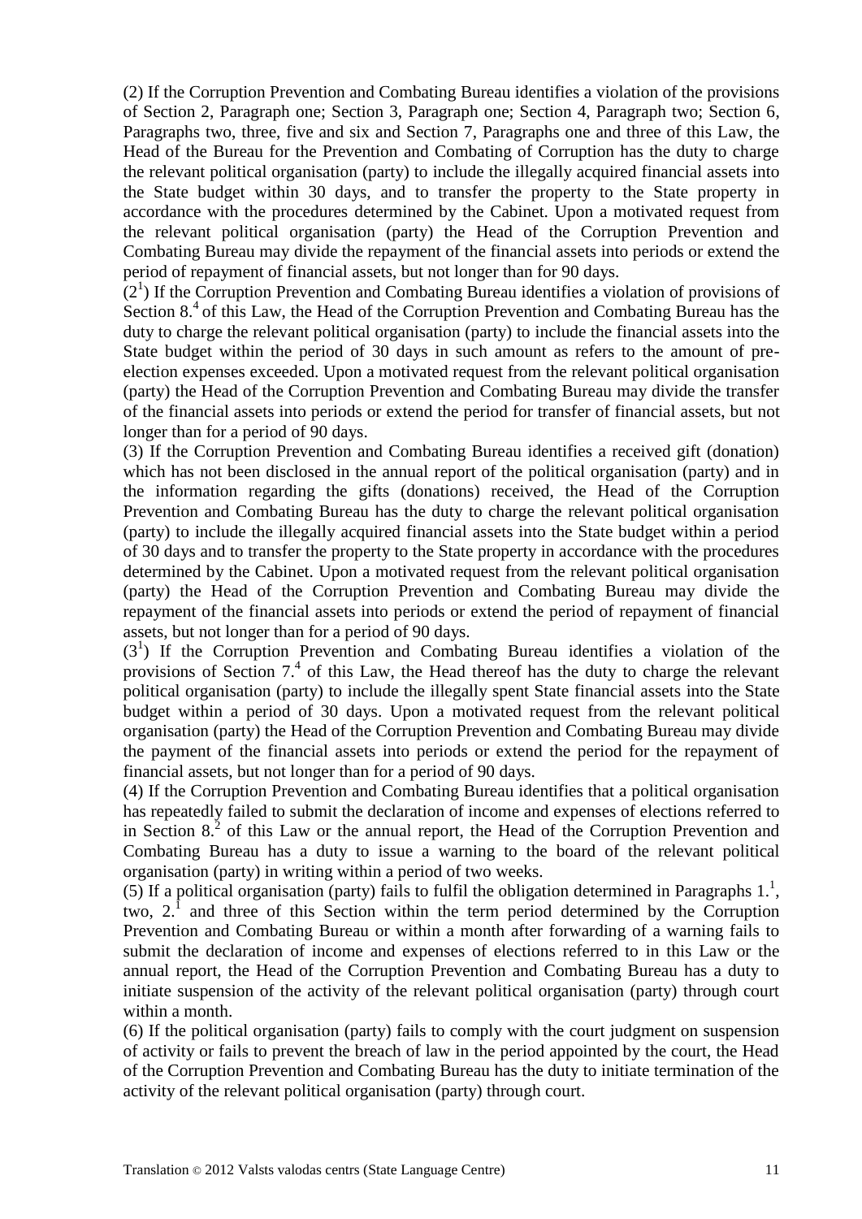(2) If the Corruption Prevention and Combating Bureau identifies a violation of the provisions of Section 2, Paragraph one; Section 3, Paragraph one; Section 4, Paragraph two; Section 6, Paragraphs two, three, five and six and Section 7, Paragraphs one and three of this Law, the Head of the Bureau for the Prevention and Combating of Corruption has the duty to charge the relevant political organisation (party) to include the illegally acquired financial assets into the State budget within 30 days, and to transfer the property to the State property in accordance with the procedures determined by the Cabinet. Upon a motivated request from the relevant political organisation (party) the Head of the Corruption Prevention and Combating Bureau may divide the repayment of the financial assets into periods or extend the period of repayment of financial assets, but not longer than for 90 days.

($2^1$) If the Corruption Prevention and Combating Bureau identifies a violation of provisions of Section $8.^4$ of this Law, the Head of the Corruption Prevention and Combating Bureau has the duty to charge the relevant political organisation (party) to include the financial assets into the State budget within the period of 30 days in such amount as refers to the amount of pre-election expenses exceeded. Upon a motivated request from the relevant political organisation (party) the Head of the Corruption Prevention and Combating Bureau may divide the transfer of the financial assets into periods or extend the period for transfer of financial assets, but not longer than for a period of 90 days.

(3) If the Corruption Prevention and Combating Bureau identifies a received gift (donation) which has not been disclosed in the annual report of the political organisation (party) and in the information regarding the gifts (donations) received, the Head of the Corruption Prevention and Combating Bureau has the duty to charge the relevant political organisation (party) to include the illegally acquired financial assets into the State budget within a period of 30 days and to transfer the property to the State property in accordance with the procedures determined by the Cabinet. Upon a motivated request from the relevant political organisation (party) the Head of the Corruption Prevention and Combating Bureau may divide the repayment of the financial assets into periods or extend the period of repayment of financial assets, but not longer than for a period of 90 days.

($3^1$) If the Corruption Prevention and Combating Bureau identifies a violation of the provisions of Section $7.^4$ of this Law, the Head thereof has the duty to charge the relevant political organisation (party) to include the illegally spent State financial assets into the State budget within a period of 30 days. Upon a motivated request from the relevant political organisation (party) the Head of the Corruption Prevention and Combating Bureau may divide the payment of the financial assets into periods or extend the period for the repayment of financial assets, but not longer than for a period of 90 days.

(4) If the Corruption Prevention and Combating Bureau identifies that a political organisation has repeatedly failed to submit the declaration of income and expenses of elections referred to in Section $8.^2$ of this Law or the annual report, the Head of the Corruption Prevention and Combating Bureau has a duty to issue a warning to the board of the relevant political organisation (party) in writing within a period of two weeks.

(5) If a political organisation (party) fails to fulfil the obligation determined in Paragraphs $1.^1$, two, $2.^1$ and three of this Section within the term period determined by the Corruption Prevention and Combating Bureau or within a month after forwarding of a warning fails to submit the declaration of income and expenses of elections referred to in this Law or the annual report, the Head of the Corruption Prevention and Combating Bureau has a duty to initiate suspension of the activity of the relevant political organisation (party) through court within a month.

(6) If the political organisation (party) fails to comply with the court judgment on suspension of activity or fails to prevent the breach of law in the period appointed by the court, the Head of the Corruption Prevention and Combating Bureau has the duty to initiate termination of the activity of the relevant political organisation (party) through court.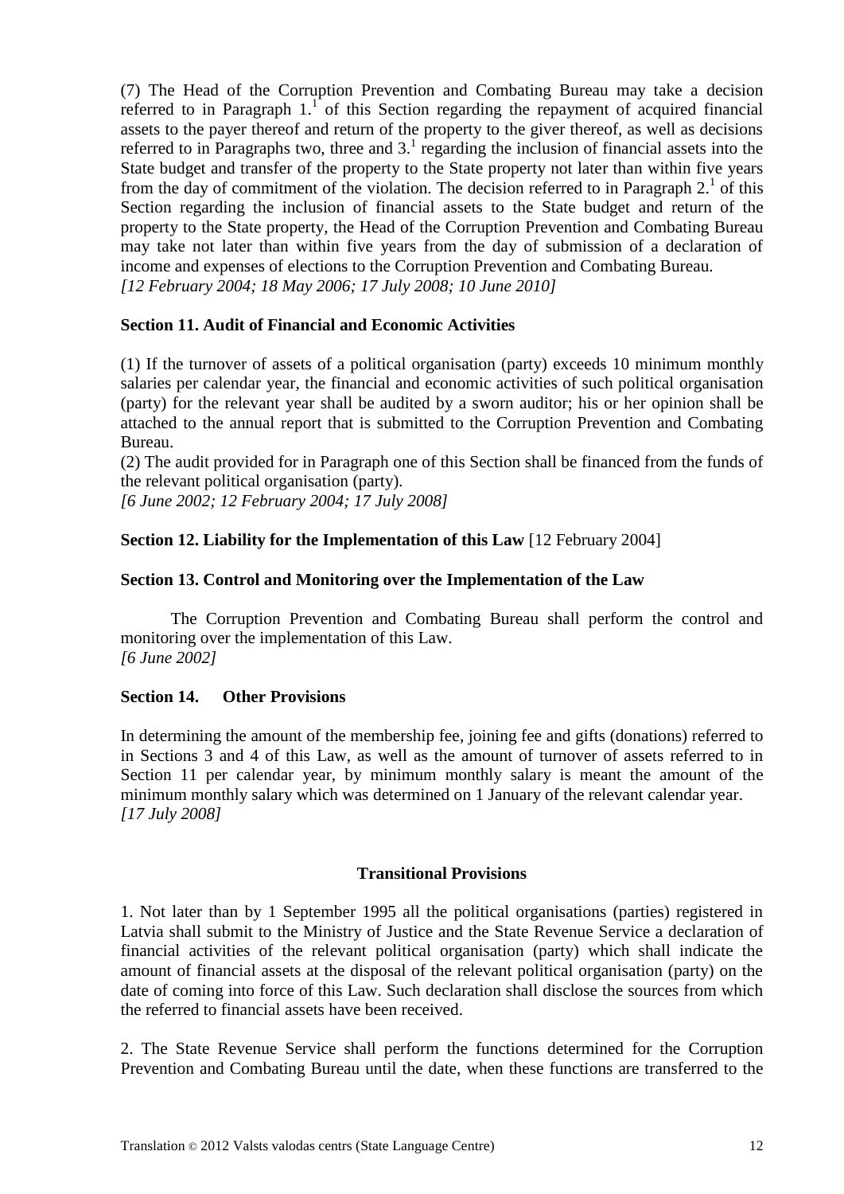(7) The Head of the Corruption Prevention and Combating Bureau may take a decision referred to in Paragraph 1.[1] of this Section regarding the repayment of acquired financial assets to the payer thereof and return of the property to the giver thereof, as well as decisions referred to in Paragraphs two, three and 3.[1] regarding the inclusion of financial assets into the State budget and transfer of the property to the State property not later than within five years from the day of commitment of the violation. The decision referred to in Paragraph 2.[1] of this Section regarding the inclusion of financial assets to the State budget and return of the property to the State property, the Head of the Corruption Prevention and Combating Bureau may take not later than within five years from the day of submission of a declaration of income and expenses of elections to the Corruption Prevention and Combating Bureau.
*[12 February 2004; 18 May 2006; 17 July 2008; 10 June 2010]*

**Section 11. Audit of Financial and Economic Activities**

(1) If the turnover of assets of a political organisation (party) exceeds 10 minimum monthly salaries per calendar year, the financial and economic activities of such political organisation (party) for the relevant year shall be audited by a sworn auditor; his or her opinion shall be attached to the annual report that is submitted to the Corruption Prevention and Combating Bureau.
(2) The audit provided for in Paragraph one of this Section shall be financed from the funds of the relevant political organisation (party).
*[6 June 2002; 12 February 2004; 17 July 2008]*

**Section 12. Liability for the Implementation of this Law** [12 February 2004]

**Section 13. Control and Monitoring over the Implementation of the Law**

The Corruption Prevention and Combating Bureau shall perform the control and monitoring over the implementation of this Law.
*[6 June 2002]*

**Section 14. Other Provisions**

In determining the amount of the membership fee, joining fee and gifts (donations) referred to in Sections 3 and 4 of this Law, as well as the amount of turnover of assets referred to in Section 11 per calendar year, by minimum monthly salary is meant the amount of the minimum monthly salary which was determined on 1 January of the relevant calendar year.
*[17 July 2008]*

## Transitional Provisions

1. Not later than by 1 September 1995 all the political organisations (parties) registered in Latvia shall submit to the Ministry of Justice and the State Revenue Service a declaration of financial activities of the relevant political organisation (party) which shall indicate the amount of financial assets at the disposal of the relevant political organisation (party) on the date of coming into force of this Law. Such declaration shall disclose the sources from which the referred to financial assets have been received.

2. The State Revenue Service shall perform the functions determined for the Corruption Prevention and Combating Bureau until the date, when these functions are transferred to the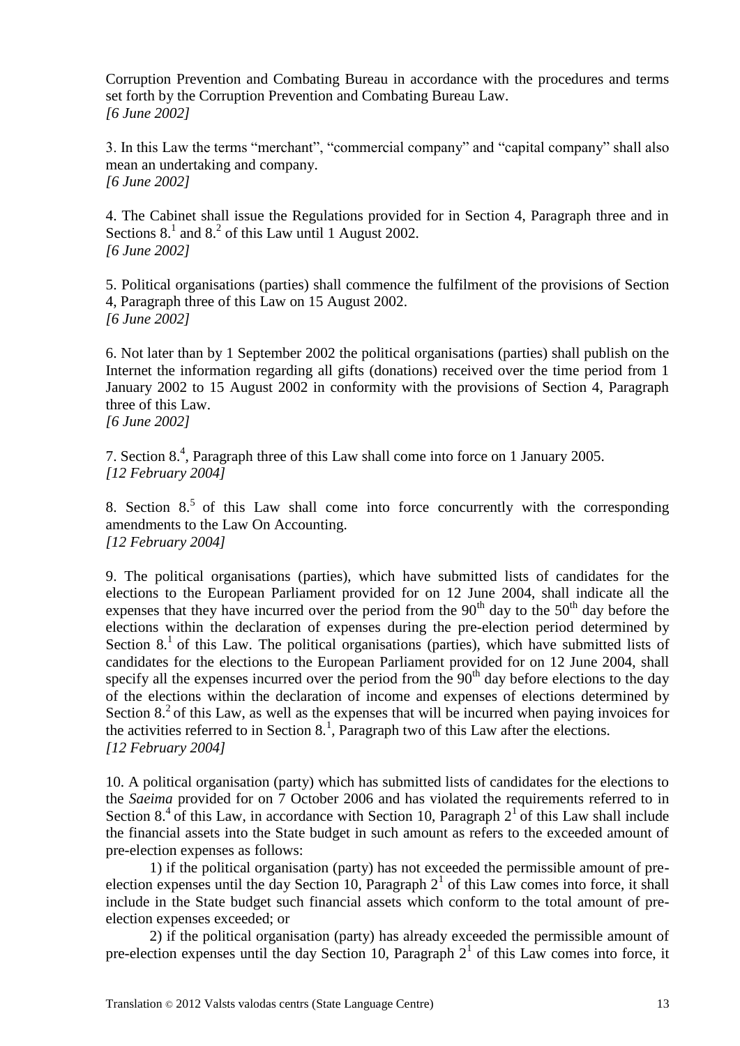Corruption Prevention and Combating Bureau in accordance with the procedures and terms set forth by the Corruption Prevention and Combating Bureau Law.
*[6 June 2002]*

3. In this Law the terms "merchant", "commercial company" and "capital company" shall also mean an undertaking and company.
*[6 June 2002]*

4. The Cabinet shall issue the Regulations provided for in Section 4, Paragraph three and in Sections $8.^1$ and $8.^2$ of this Law until 1 August 2002.
*[6 June 2002]*

5. Political organisations (parties) shall commence the fulfilment of the provisions of Section 4, Paragraph three of this Law on 15 August 2002.
*[6 June 2002]*

6. Not later than by 1 September 2002 the political organisations (parties) shall publish on the Internet the information regarding all gifts (donations) received over the time period from 1 January 2002 to 15 August 2002 in conformity with the provisions of Section 4, Paragraph three of this Law.
*[6 June 2002]*

7. Section $8.^4$, Paragraph three of this Law shall come into force on 1 January 2005.
*[12 February 2004]*

8. Section $8.^5$ of this Law shall come into force concurrently with the corresponding amendments to the Law On Accounting.
*[12 February 2004]*

9. The political organisations (parties), which have submitted lists of candidates for the elections to the European Parliament provided for on 12 June 2004, shall indicate all the expenses that they have incurred over the period from the 90th day to the 50th day before the elections within the declaration of expenses during the pre-election period determined by Section $8.^1$ of this Law. The political organisations (parties), which have submitted lists of candidates for the elections to the European Parliament provided for on 12 June 2004, shall specify all the expenses incurred over the period from the 90th day before elections to the day of the elections within the declaration of income and expenses of elections determined by Section $8.^2$ of this Law, as well as the expenses that will be incurred when paying invoices for the activities referred to in Section $8.^1$, Paragraph two of this Law after the elections.
*[12 February 2004]*

10. A political organisation (party) which has submitted lists of candidates for the elections to the *Saeima* provided for on 7 October 2006 and has violated the requirements referred to in Section $8.^4$ of this Law, in accordance with Section 10, Paragraph $2^1$ of this Law shall include the financial assets into the State budget in such amount as refers to the exceeded amount of pre-election expenses as follows:

1) if the political organisation (party) has not exceeded the permissible amount of pre-election expenses until the day Section 10, Paragraph $2^1$ of this Law comes into force, it shall include in the State budget such financial assets which conform to the total amount of pre-election expenses exceeded; or

2) if the political organisation (party) has already exceeded the permissible amount of pre-election expenses until the day Section 10, Paragraph $2^1$ of this Law comes into force, it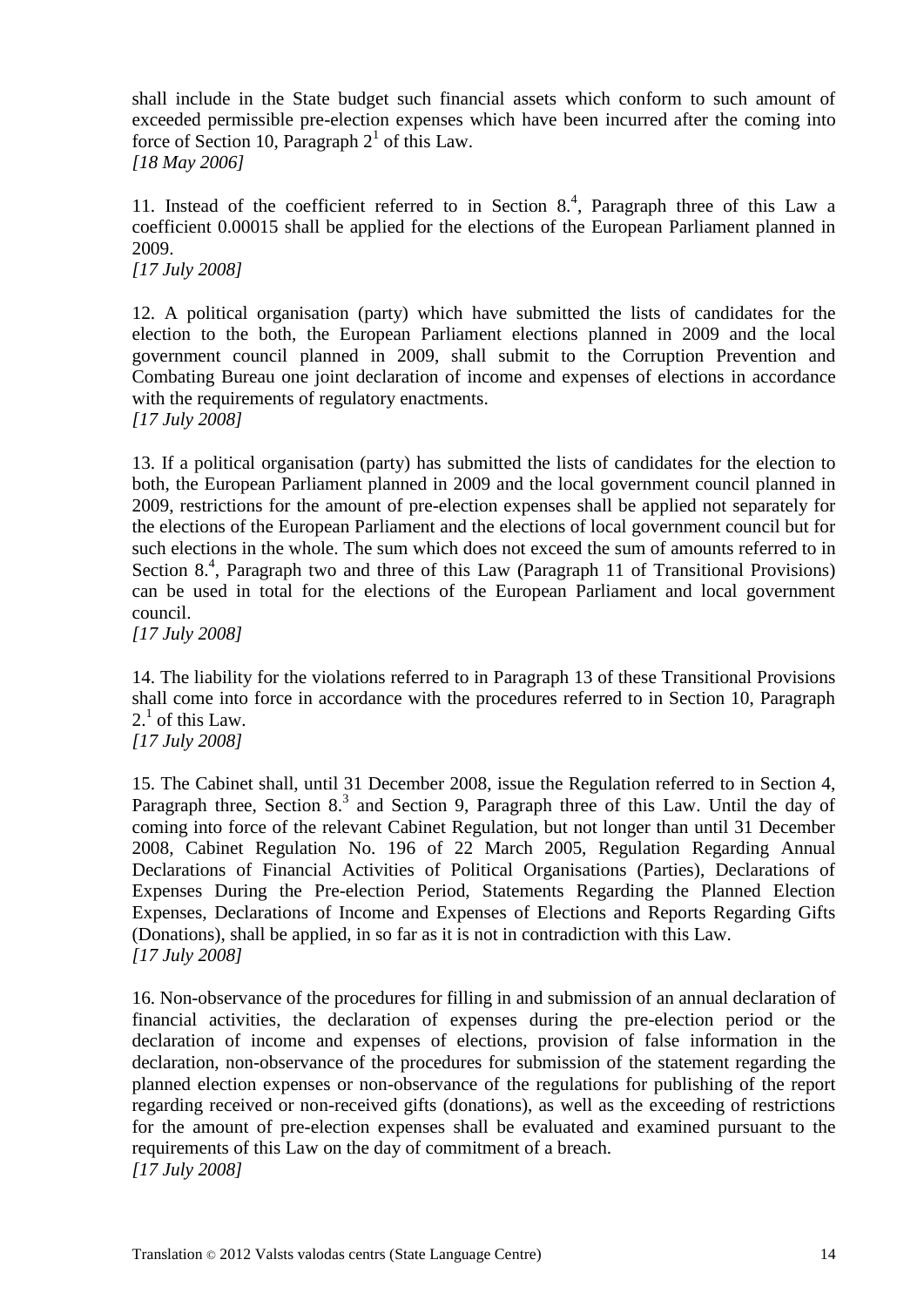shall include in the State budget such financial assets which conform to such amount of exceeded permissible pre-election expenses which have been incurred after the coming into force of Section 10, Paragraph $2^1$ of this Law.
*[18 May 2006]*

11. Instead of the coefficient referred to in Section $8.^4$, Paragraph three of this Law a coefficient 0.00015 shall be applied for the elections of the European Parliament planned in 2009.
*[17 July 2008]*

12. A political organisation (party) which have submitted the lists of candidates for the election to the both, the European Parliament elections planned in 2009 and the local government council planned in 2009, shall submit to the Corruption Prevention and Combating Bureau one joint declaration of income and expenses of elections in accordance with the requirements of regulatory enactments.
*[17 July 2008]*

13. If a political organisation (party) has submitted the lists of candidates for the election to both, the European Parliament planned in 2009 and the local government council planned in 2009, restrictions for the amount of pre-election expenses shall be applied not separately for the elections of the European Parliament and the elections of local government council but for such elections in the whole. The sum which does not exceed the sum of amounts referred to in Section $8.^4$, Paragraph two and three of this Law (Paragraph 11 of Transitional Provisions) can be used in total for the elections of the European Parliament and local government council.
*[17 July 2008]*

14. The liability for the violations referred to in Paragraph 13 of these Transitional Provisions shall come into force in accordance with the procedures referred to in Section 10, Paragraph $2.^1$ of this Law.
*[17 July 2008]*

15. The Cabinet shall, until 31 December 2008, issue the Regulation referred to in Section 4, Paragraph three, Section $8.^3$ and Section 9, Paragraph three of this Law. Until the day of coming into force of the relevant Cabinet Regulation, but not longer than until 31 December 2008, Cabinet Regulation No. 196 of 22 March 2005, Regulation Regarding Annual Declarations of Financial Activities of Political Organisations (Parties), Declarations of Expenses During the Pre-election Period, Statements Regarding the Planned Election Expenses, Declarations of Income and Expenses of Elections and Reports Regarding Gifts (Donations), shall be applied, in so far as it is not in contradiction with this Law.
*[17 July 2008]*

16. Non-observance of the procedures for filling in and submission of an annual declaration of financial activities, the declaration of expenses during the pre-election period or the declaration of income and expenses of elections, provision of false information in the declaration, non-observance of the procedures for submission of the statement regarding the planned election expenses or non-observance of the regulations for publishing of the report regarding received or non-received gifts (donations), as well as the exceeding of restrictions for the amount of pre-election expenses shall be evaluated and examined pursuant to the requirements of this Law on the day of commitment of a breach.
*[17 July 2008]*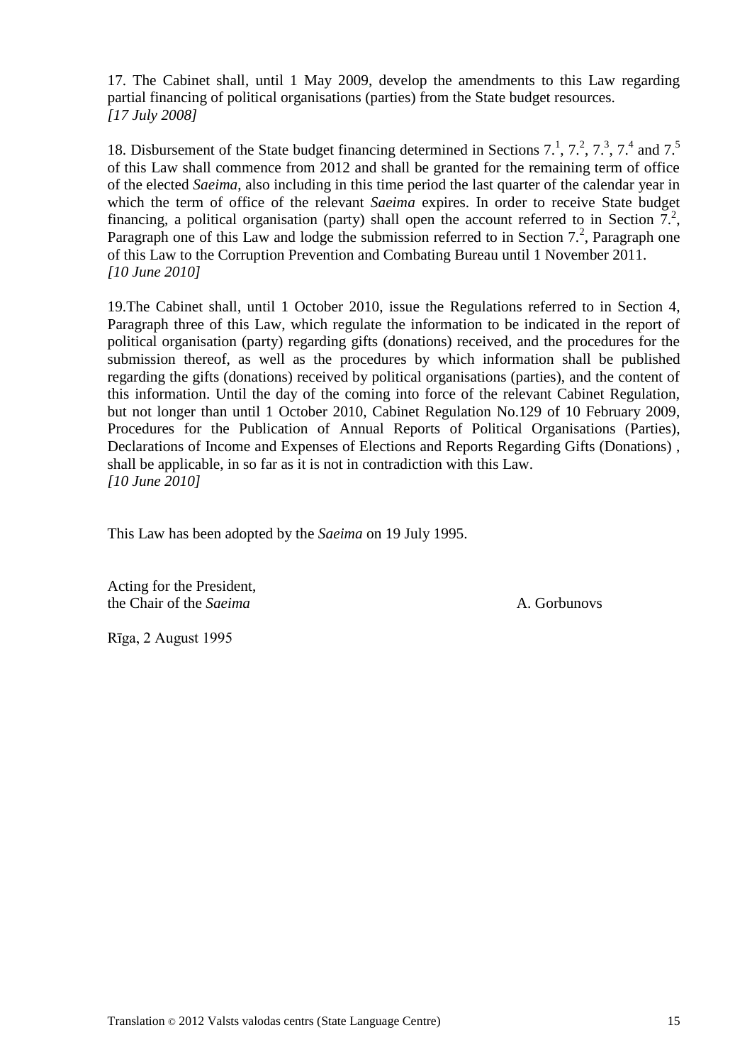17. The Cabinet shall, until 1 May 2009, develop the amendments to this Law regarding partial financing of political organisations (parties) from the State budget resources.
*[17 July 2008]*

18. Disbursement of the State budget financing determined in Sections $7.^1$, $7.^2$, $7.^3$, $7.^4$ and $7.^5$ of this Law shall commence from 2012 and shall be granted for the remaining term of office of the elected *Saeima*, also including in this time period the last quarter of the calendar year in which the term of office of the relevant *Saeima* expires. In order to receive State budget financing, a political organisation (party) shall open the account referred to in Section $7.^2$, Paragraph one of this Law and lodge the submission referred to in Section $7.^2$, Paragraph one of this Law to the Corruption Prevention and Combating Bureau until 1 November 2011.
*[10 June 2010]*

19.The Cabinet shall, until 1 October 2010, issue the Regulations referred to in Section 4, Paragraph three of this Law, which regulate the information to be indicated in the report of political organisation (party) regarding gifts (donations) received, and the procedures for the submission thereof, as well as the procedures by which information shall be published regarding the gifts (donations) received by political organisations (parties), and the content of this information. Until the day of the coming into force of the relevant Cabinet Regulation, but not longer than until 1 October 2010, Cabinet Regulation No.129 of 10 February 2009, Procedures for the Publication of Annual Reports of Political Organisations (Parties), Declarations of Income and Expenses of Elections and Reports Regarding Gifts (Donations) , shall be applicable, in so far as it is not in contradiction with this Law.
*[10 June 2010]*

This Law has been adopted by the *Saeima* on 19 July 1995.

Acting for the President,
the Chair of the *Saeima* A. Gorbunovs

Rīga, 2 August 1995